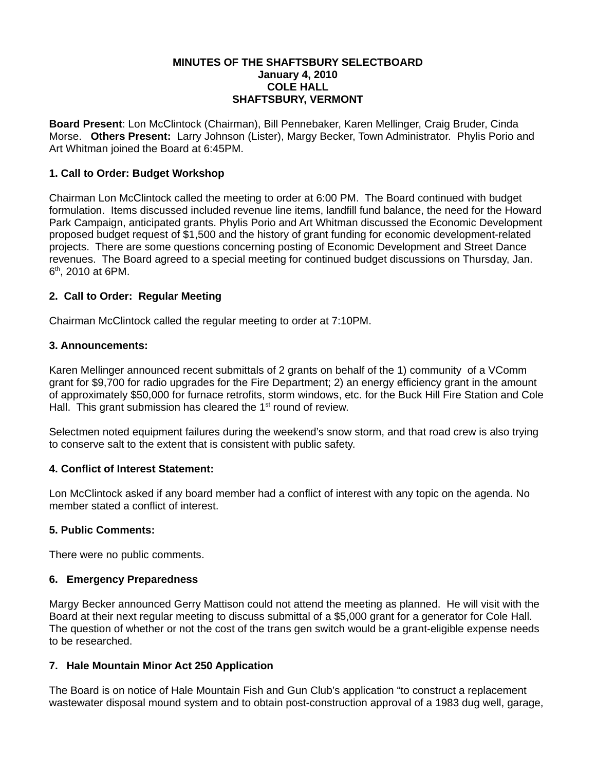**MINUTES OF THE SHAFTSBURY SELECTBOARD**
**January 4, 2010**
**COLE HALL**
**SHAFTSBURY, VERMONT**

**Board Present**: Lon McClintock (Chairman), Bill Pennebaker, Karen Mellinger, Craig Bruder, Cinda Morse. **Others Present:** Larry Johnson (Lister), Margy Becker, Town Administrator. Phylis Porio and Art Whitman joined the Board at 6:45PM.

**1. Call to Order: Budget Workshop**

Chairman Lon McClintock called the meeting to order at 6:00 PM. The Board continued with budget formulation. Items discussed included revenue line items, landfill fund balance, the need for the Howard Park Campaign, anticipated grants. Phylis Porio and Art Whitman discussed the Economic Development proposed budget request of $1,500 and the history of grant funding for economic development-related projects. There are some questions concerning posting of Economic Development and Street Dance revenues. The Board agreed to a special meeting for continued budget discussions on Thursday, Jan. 6th, 2010 at 6PM.

**2. Call to Order: Regular Meeting**

Chairman McClintock called the regular meeting to order at 7:10PM.

**3. Announcements:**

Karen Mellinger announced recent submittals of 2 grants on behalf of the 1) community of a VComm grant for $9,700 for radio upgrades for the Fire Department; 2) an energy efficiency grant in the amount of approximately $50,000 for furnace retrofits, storm windows, etc. for the Buck Hill Fire Station and Cole Hall. This grant submission has cleared the 1st round of review.

Selectmen noted equipment failures during the weekend's snow storm, and that road crew is also trying to conserve salt to the extent that is consistent with public safety.

**4. Conflict of Interest Statement:**

Lon McClintock asked if any board member had a conflict of interest with any topic on the agenda. No member stated a conflict of interest.

**5. Public Comments:**

There were no public comments.

**6. Emergency Preparedness**

Margy Becker announced Gerry Mattison could not attend the meeting as planned. He will visit with the Board at their next regular meeting to discuss submittal of a $5,000 grant for a generator for Cole Hall. The question of whether or not the cost of the trans gen switch would be a grant-eligible expense needs to be researched.

**7. Hale Mountain Minor Act 250 Application**

The Board is on notice of Hale Mountain Fish and Gun Club's application "to construct a replacement wastewater disposal mound system and to obtain post-construction approval of a 1983 dug well, garage,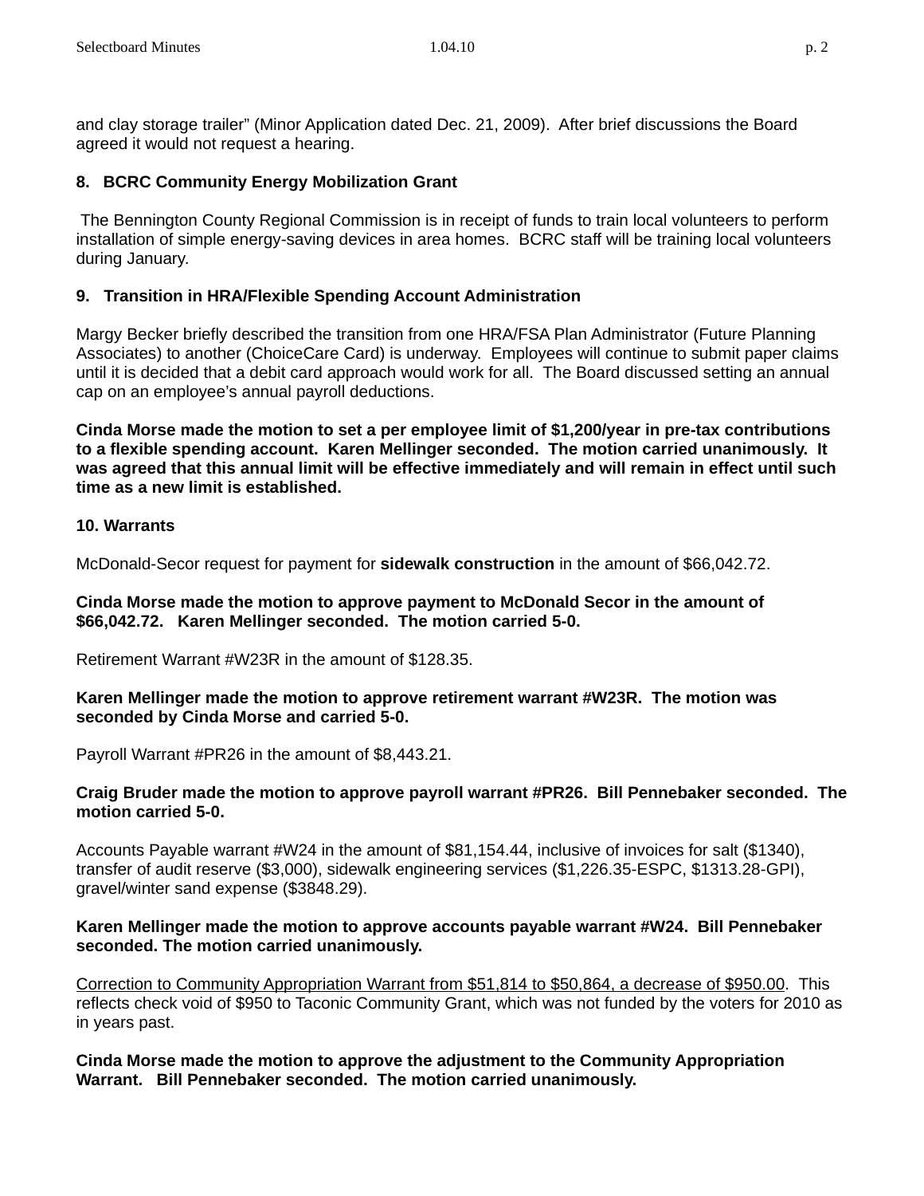and clay storage trailer" (Minor Application dated Dec. 21, 2009). After brief discussions the Board agreed it would not request a hearing.

**8. BCRC Community Energy Mobilization Grant**

The Bennington County Regional Commission is in receipt of funds to train local volunteers to perform installation of simple energy-saving devices in area homes. BCRC staff will be training local volunteers during January.

**9. Transition in HRA/Flexible Spending Account Administration**

Margy Becker briefly described the transition from one HRA/FSA Plan Administrator (Future Planning Associates) to another (ChoiceCare Card) is underway. Employees will continue to submit paper claims until it is decided that a debit card approach would work for all. The Board discussed setting an annual cap on an employee's annual payroll deductions.

**Cinda Morse made the motion to set a per employee limit of $1,200/year in pre-tax contributions to a flexible spending account. Karen Mellinger seconded. The motion carried unanimously. It was agreed that this annual limit will be effective immediately and will remain in effect until such time as a new limit is established.**

**10. Warrants**

McDonald-Secor request for payment for **sidewalk construction** in the amount of $66,042.72.

**Cinda Morse made the motion to approve payment to McDonald Secor in the amount of $66,042.72. Karen Mellinger seconded. The motion carried 5-0.**

Retirement Warrant #W23R in the amount of $128.35.

**Karen Mellinger made the motion to approve retirement warrant #W23R. The motion was seconded by Cinda Morse and carried 5-0.**

Payroll Warrant #PR26 in the amount of $8,443.21.

**Craig Bruder made the motion to approve payroll warrant #PR26. Bill Pennebaker seconded. The motion carried 5-0.**

Accounts Payable warrant #W24 in the amount of $81,154.44, inclusive of invoices for salt ($1340), transfer of audit reserve ($3,000), sidewalk engineering services ($1,226.35-ESPC, $1313.28-GPI), gravel/winter sand expense ($3848.29).

**Karen Mellinger made the motion to approve accounts payable warrant #W24. Bill Pennebaker seconded. The motion carried unanimously.**

<u>Correction to Community Appropriation Warrant from $51,814 to $50,864, a decrease of $950.00</u>. This reflects check void of $950 to Taconic Community Grant, which was not funded by the voters for 2010 as in years past.

**Cinda Morse made the motion to approve the adjustment to the Community Appropriation Warrant. Bill Pennebaker seconded. The motion carried unanimously.**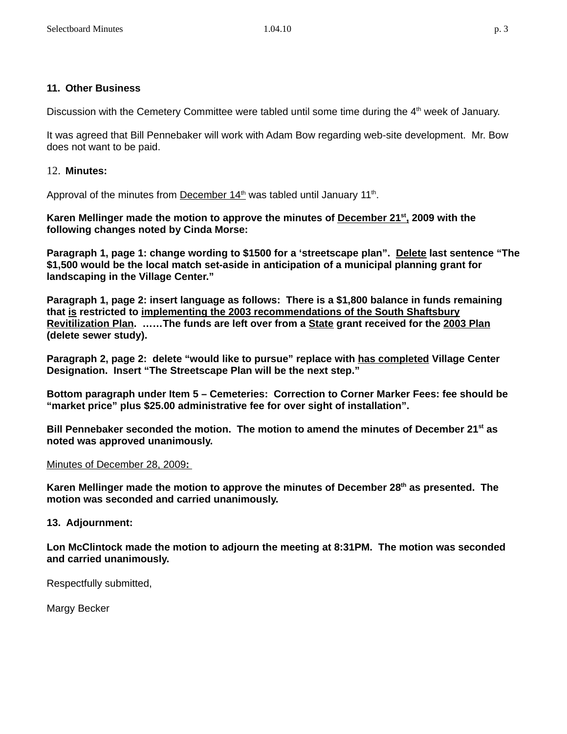**11. Other Business**

Discussion with the Cemetery Committee were tabled until some time during the 4th week of January.

It was agreed that Bill Pennebaker will work with Adam Bow regarding web-site development. Mr. Bow does not want to be paid.

12. **Minutes:**

Approval of the minutes from December 14th was tabled until January 11th.

**Karen Mellinger made the motion to approve the minutes of December 21st, 2009 with the following changes noted by Cinda Morse:**

**Paragraph 1, page 1: change wording to $1500 for a 'streetscape plan". Delete last sentence "The $1,500 would be the local match set-aside in anticipation of a municipal planning grant for landscaping in the Village Center."**

**Paragraph 1, page 2: insert language as follows: There is a $1,800 balance in funds remaining that is restricted to implementing the 2003 recommendations of the South Shaftsbury Revitilization Plan. ……The funds are left over from a State grant received for the 2003 Plan (delete sewer study).**

**Paragraph 2, page 2: delete "would like to pursue" replace with has completed Village Center Designation. Insert "The Streetscape Plan will be the next step."**

**Bottom paragraph under Item 5 – Cemeteries: Correction to Corner Marker Fees: fee should be "market price" plus $25.00 administrative fee for over sight of installation".**

**Bill Pennebaker seconded the motion. The motion to amend the minutes of December 21st as noted was approved unanimously.**

Minutes of December 28, 2009:

**Karen Mellinger made the motion to approve the minutes of December 28th as presented. The motion was seconded and carried unanimously.**

**13. Adjournment:**

**Lon McClintock made the motion to adjourn the meeting at 8:31PM. The motion was seconded and carried unanimously.**

Respectfully submitted,

Margy Becker